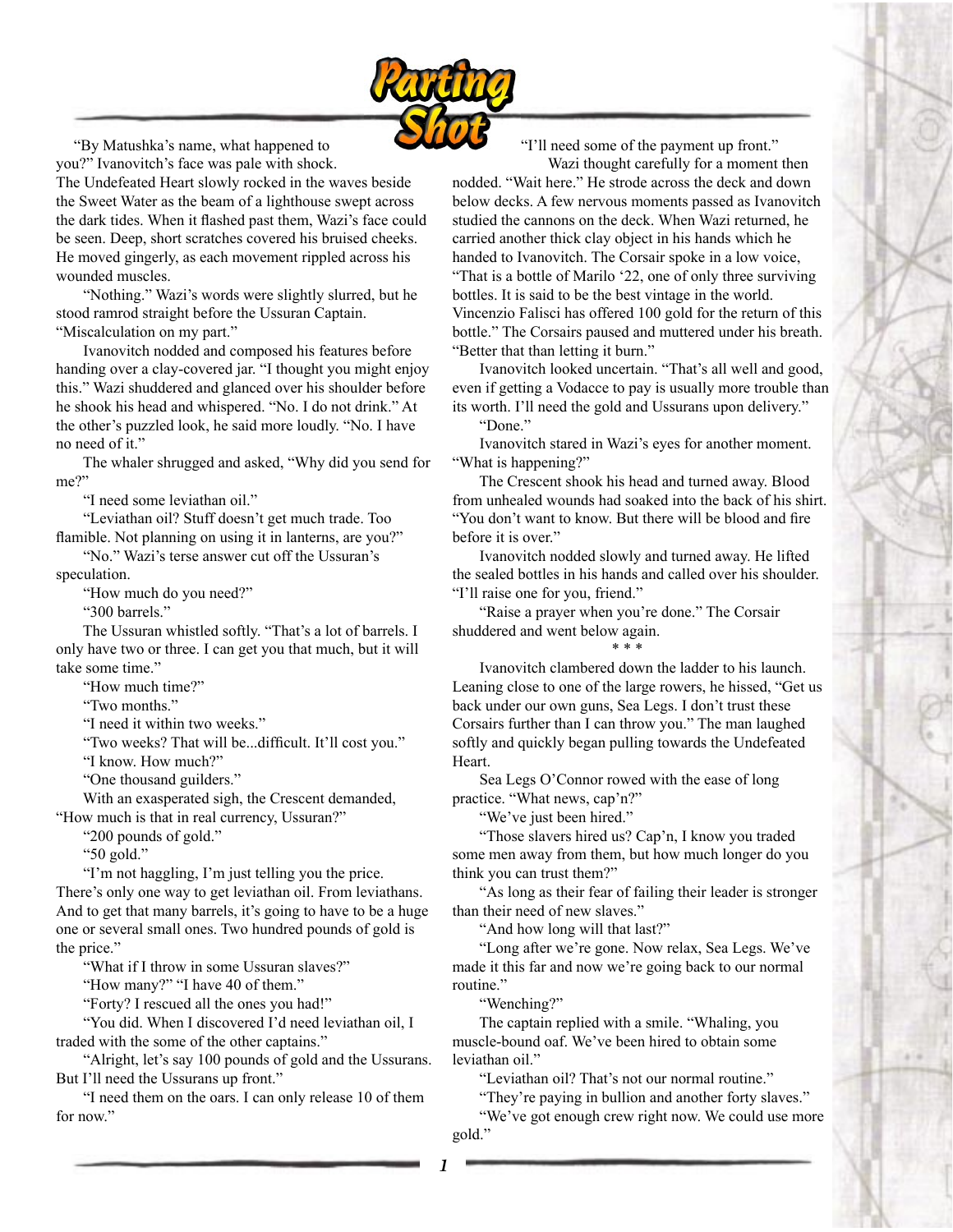# Parting Shot

"By Matushka's name, what happened to you?" Ivanovitch's face was pale with shock. The Undefeated Heart slowly rocked in the waves beside the Sweet Water as the beam of a lighthouse swept across the dark tides. When it flashed past them, Wazi's face could be seen. Deep, short scratches covered his bruised cheeks. He moved gingerly, as each movement rippled across his wounded muscles.

"Nothing." Wazi's words were slightly slurred, but he stood ramrod straight before the Ussuran Captain. "Miscalculation on my part."

Ivanovitch nodded and composed his features before handing over a clay-covered jar. "I thought you might enjoy this." Wazi shuddered and glanced over his shoulder before he shook his head and whispered. "No. I do not drink." At the other's puzzled look, he said more loudly. "No. I have no need of it."

The whaler shrugged and asked, "Why did you send for me?"

"I need some leviathan oil."

"Leviathan oil? Stuff doesn't get much trade. Too flamible. Not planning on using it in lanterns, are you?"

"No." Wazi's terse answer cut off the Ussuran's speculation.

"How much do you need?"

"300 barrels."

The Ussuran whistled softly. "That's a lot of barrels. I only have two or three. I can get you that much, but it will take some time."

"How much time?"

"Two months."

"I need it within two weeks."

"Two weeks? That will be...difficult. It'll cost you."

"I know. How much?"

"One thousand guilders."

With an exasperated sigh, the Crescent demanded, "How much is that in real currency, Ussuran?"

"200 pounds of gold."

"50 gold."

"I'm not haggling, I'm just telling you the price. There's only one way to get leviathan oil. From leviathans. And to get that many barrels, it's going to have to be a huge one or several small ones. Two hundred pounds of gold is the price."

"What if I throw in some Ussuran slaves?"

"How many?" "I have 40 of them."

"Forty? I rescued all the ones you had!"

"You did. When I discovered I'd need leviathan oil, I traded with the some of the other captains."

"Alright, let's say 100 pounds of gold and the Ussurans. But I'll need the Ussurans up front."

"I need them on the oars. I can only release 10 of them for now."

"I'll need some of the payment up front."

Wazi thought carefully for a moment then nodded. "Wait here." He strode across the deck and down below decks. A few nervous moments passed as Ivanovitch studied the cannons on the deck. When Wazi returned, he carried another thick clay object in his hands which he handed to Ivanovitch. The Corsair spoke in a low voice, "That is a bottle of Marilo '22, one of only three surviving bottles. It is said to be the best vintage in the world. Vincenzio Falisci has offered 100 gold for the return of this bottle." The Corsairs paused and muttered under his breath. "Better that than letting it burn."

Ivanovitch looked uncertain. "That's all well and good, even if getting a Vodacce to pay is usually more trouble than its worth. I'll need the gold and Ussurans upon delivery."

"Done."

Ivanovitch stared in Wazi's eyes for another moment. "What is happening?"

The Crescent shook his head and turned away. Blood from unhealed wounds had soaked into the back of his shirt. "You don't want to know. But there will be blood and fire before it is over."

Ivanovitch nodded slowly and turned away. He lifted the sealed bottles in his hands and called over his shoulder. "I'll raise one for you, friend."

"Raise a prayer when you're done." The Corsair shuddered and went below again.

\* \* \*

Ivanovitch clambered down the ladder to his launch. Leaning close to one of the large rowers, he hissed, "Get us back under our own guns, Sea Legs. I don't trust these Corsairs further than I can throw you." The man laughed softly and quickly began pulling towards the Undefeated Heart.

Sea Legs O'Connor rowed with the ease of long practice. "What news, cap'n?"

"We've just been hired."

"Those slavers hired us? Cap'n, I know you traded some men away from them, but how much longer do you think you can trust them?"

"As long as their fear of failing their leader is stronger than their need of new slaves."

"And how long will that last?"

"Long after we're gone. Now relax, Sea Legs. We've made it this far and now we're going back to our normal routine."

"Wenching?"

The captain replied with a smile. "Whaling, you muscle-bound oaf. We've been hired to obtain some leviathan oil."

"Leviathan oil? That's not our normal routine."

"They're paying in bullion and another forty slaves."

"We've got enough crew right now. We could use more gold."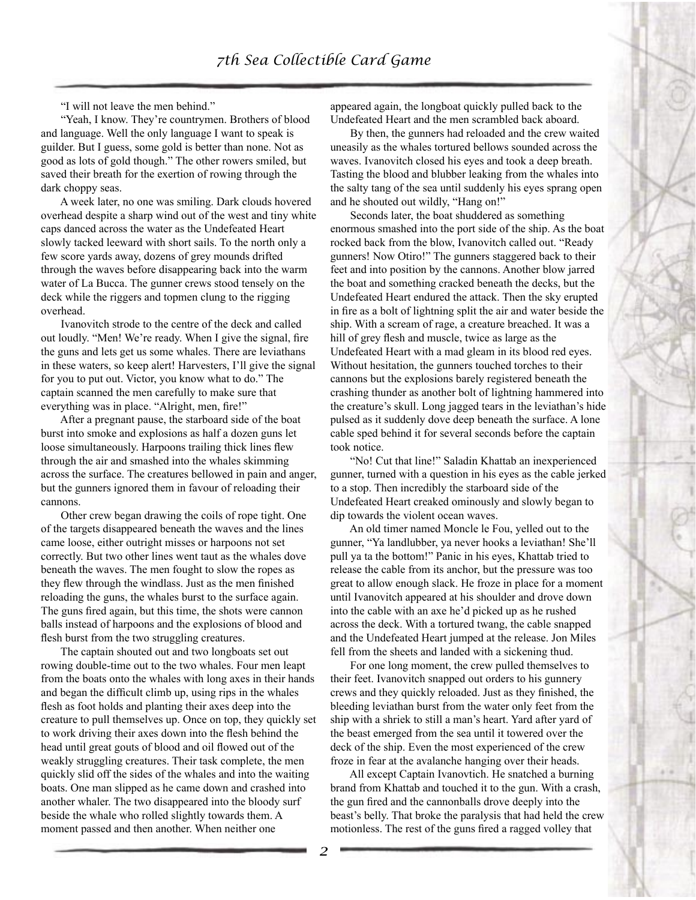"I will not leave the men behind."

"Yeah, I know. They're countrymen. Brothers of blood and language. Well the only language I want to speak is guilder. But I guess, some gold is better than none. Not as good as lots of gold though." The other rowers smiled, but saved their breath for the exertion of rowing through the dark choppy seas.

A week later, no one was smiling. Dark clouds hovered overhead despite a sharp wind out of the west and tiny white caps danced across the water as the Undefeated Heart slowly tacked leeward with short sails. To the north only a few score yards away, dozens of grey mounds drifted through the waves before disappearing back into the warm water of La Bucca. The gunner crews stood tensely on the deck while the riggers and topmen clung to the rigging overhead.

Ivanovitch strode to the centre of the deck and called out loudly. "Men! We're ready. When I give the signal, fire the guns and lets get us some whales. There are leviathans in these waters, so keep alert! Harvesters, I'll give the signal for you to put out. Victor, you know what to do." The captain scanned the men carefully to make sure that everything was in place. "Alright, men, fire!"

After a pregnant pause, the starboard side of the boat burst into smoke and explosions as half a dozen guns let loose simultaneously. Harpoons trailing thick lines flew through the air and smashed into the whales skimming across the surface. The creatures bellowed in pain and anger, but the gunners ignored them in favour of reloading their cannons.

Other crew began drawing the coils of rope tight. One of the targets disappeared beneath the waves and the lines came loose, either outright misses or harpoons not set correctly. But two other lines went taut as the whales dove beneath the waves. The men fought to slow the ropes as they flew through the windlass. Just as the men finished reloading the guns, the whales burst to the surface again. The guns fired again, but this time, the shots were cannon balls instead of harpoons and the explosions of blood and flesh burst from the two struggling creatures.

The captain shouted out and two longboats set out rowing double-time out to the two whales. Four men leapt from the boats onto the whales with long axes in their hands and began the difficult climb up, using rips in the whales flesh as foot holds and planting their axes deep into the creature to pull themselves up. Once on top, they quickly set to work driving their axes down into the flesh behind the head until great gouts of blood and oil flowed out of the weakly struggling creatures. Their task complete, the men quickly slid off the sides of the whales and into the waiting boats. One man slipped as he came down and crashed into another whaler. The two disappeared into the bloody surf beside the whale who rolled slightly towards them. A moment passed and then another. When neither one appeared again, the longboat quickly pulled back to the Undefeated Heart and the men scrambled back aboard.

By then, the gunners had reloaded and the crew waited uneasily as the whales tortured bellows sounded across the waves. Ivanovitch closed his eyes and took a deep breath. Tasting the blood and blubber leaking from the whales into the salty tang of the sea until suddenly his eyes sprang open and he shouted out wildly, "Hang on!"

Seconds later, the boat shuddered as something enormous smashed into the port side of the ship. As the boat rocked back from the blow, Ivanovitch called out. "Ready gunners! Now Otiro!" The gunners staggered back to their feet and into position by the cannons. Another blow jarred the boat and something cracked beneath the decks, but the Undefeated Heart endured the attack. Then the sky erupted in fire as a bolt of lightning split the air and water beside the ship. With a scream of rage, a creature breached. It was a hill of grey flesh and muscle, twice as large as the Undefeated Heart with a mad gleam in its blood red eyes. Without hesitation, the gunners touched torches to their cannons but the explosions barely registered beneath the crashing thunder as another bolt of lightning hammered into the creature's skull. Long jagged tears in the leviathan's hide pulsed as it suddenly dove deep beneath the surface. A lone cable sped behind it for several seconds before the captain took notice.

"No! Cut that line!" Saladin Khattab an inexperienced gunner, turned with a question in his eyes as the cable jerked to a stop. Then incredibly the starboard side of the Undefeated Heart creaked ominously and slowly began to dip towards the violent ocean waves.

An old timer named Moncle le Fou, yelled out to the gunner, "Ya landlubber, ya never hooks a leviathan! She'll pull ya ta the bottom!" Panic in his eyes, Khattab tried to release the cable from its anchor, but the pressure was too great to allow enough slack. He froze in place for a moment until Ivanovitch appeared at his shoulder and drove down into the cable with an axe he'd picked up as he rushed across the deck. With a tortured twang, the cable snapped and the Undefeated Heart jumped at the release. Jon Miles fell from the sheets and landed with a sickening thud.

For one long moment, the crew pulled themselves to their feet. Ivanovitch snapped out orders to his gunnery crews and they quickly reloaded. Just as they finished, the bleeding leviathan burst from the water only feet from the ship with a shriek to still a man's heart. Yard after yard of the beast emerged from the sea until it towered over the deck of the ship. Even the most experienced of the crew froze in fear at the avalanche hanging over their heads.

All except Captain Ivanovtich. He snatched a burning brand from Khattab and touched it to the gun. With a crash, the gun fired and the cannonballs drove deeply into the beast's belly. That broke the paralysis that had held the crew motionless. The rest of the guns fired a ragged volley that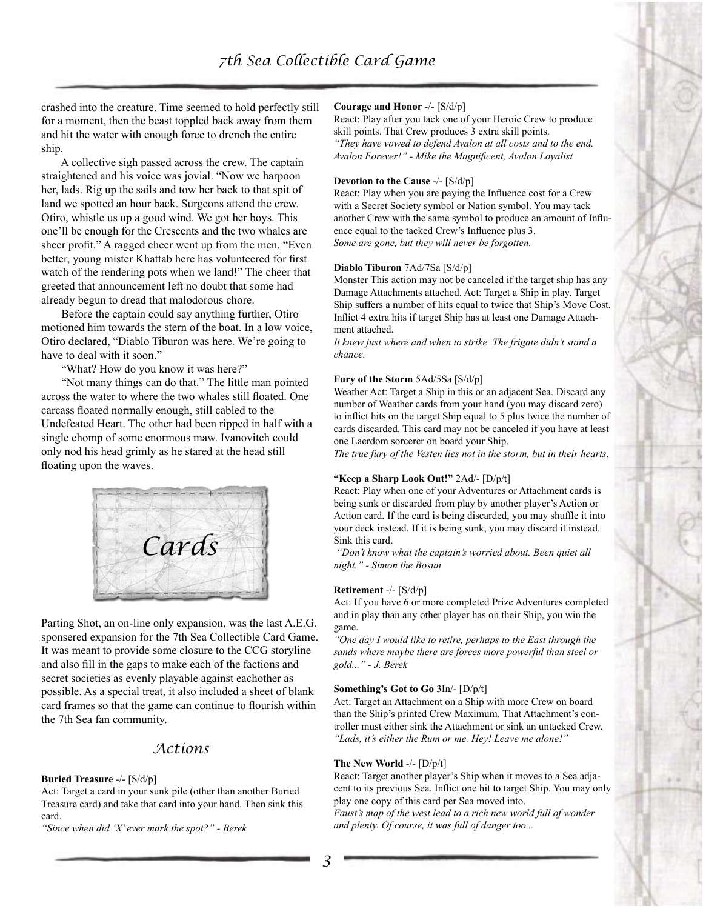crashed into the creature. Time seemed to hold perfectly still for a moment, then the beast toppled back away from them and hit the water with enough force to drench the entire ship.

A collective sigh passed across the crew. The captain straightened and his voice was jovial. "Now we harpoon her, lads. Rig up the sails and tow her back to that spit of land we spotted an hour back. Surgeons attend the crew. Otiro, whistle us up a good wind. We got her boys. This one'll be enough for the Crescents and the two whales are sheer profit." A ragged cheer went up from the men. "Even better, young mister Khattab here has volunteered for first watch of the rendering pots when we land!" The cheer that greeted that announcement left no doubt that some had already begun to dread that malodorous chore.

Before the captain could say anything further, Otiro motioned him towards the stern of the boat. In a low voice, Otiro declared, "Diablo Tiburon was here. We're going to have to deal with it soon."

"What? How do you know it was here?"

"Not many things can do that." The little man pointed across the water to where the two whales still floated. One carcass floated normally enough, still cabled to the Undefeated Heart. The other had been ripped in half with a single chomp of some enormous maw. Ivanovitch could only nod his head grimly as he stared at the head still floating upon the waves.

# Cards

Parting Shot, an on-line only expansion, was the last A.E.G. sponsered expansion for the 7th Sea Collectible Card Game. It was meant to provide some closure to the CCG storyline and also fill in the gaps to make each of the factions and secret societies as evenly playable against eachother as possible. As a special treat, it also included a sheet of blank card frames so that the game can continue to flourish within the 7th Sea fan community.

## Actions

**Buried Treasure** -/- [S/d/p]
Act: Target a card in your sunk pile (other than another Buried Treasure card) and take that card into your hand. Then sink this card.
*"Since when did 'X' ever mark the spot?" - Berek*

**Courage and Honor** -/- [S/d/p]
React: Play after you tack one of your Heroic Crew to produce skill points. That Crew produces 3 extra skill points.
*"They have vowed to defend Avalon at all costs and to the end. Avalon Forever!" - Mike the Magnificent, Avalon Loyalist*

**Devotion to the Cause** -/- [S/d/p]
React: Play when you are paying the Influence cost for a Crew with a Secret Society symbol or Nation symbol. You may tack another Crew with the same symbol to produce an amount of Influence equal to the tacked Crew's Influence plus 3.
*Some are gone, but they will never be forgotten.*

**Diablo Tiburon** 7Ad/7Sa [S/d/p]
Monster This action may not be canceled if the target ship has any Damage Attachments attached. Act: Target a Ship in play. Target Ship suffers a number of hits equal to twice that Ship's Move Cost. Inflict 4 extra hits if target Ship has at least one Damage Attachment attached.
*It knew just where and when to strike. The frigate didn't stand a chance.*

**Fury of the Storm** 5Ad/5Sa [S/d/p]
Weather Act: Target a Ship in this or an adjacent Sea. Discard any number of Weather cards from your hand (you may discard zero) to inflict hits on the target Ship equal to 5 plus twice the number of cards discarded. This card may not be canceled if you have at least one Laerdom sorcerer on board your Ship.
*The true fury of the Vesten lies not in the storm, but in their hearts.*

**"Keep a Sharp Look Out!"** 2Ad/- [D/p/t]
React: Play when one of your Adventures or Attachment cards is being sunk or discarded from play by another player's Action or Action card. If the card is being discarded, you may shuffle it into your deck instead. If it is being sunk, you may discard it instead. Sink this card.
*"Don't know what the captain's worried about. Been quiet all night." - Simon the Bosun*

**Retirement** -/- [S/d/p]
Act: If you have 6 or more completed Prize Adventures completed and in play than any other player has on their Ship, you win the game.
*"One day I would like to retire, perhaps to the East through the sands where maybe there are forces more powerful than steel or gold..." - J. Berek*

**Something's Got to Go** 3In/- [D/p/t]
Act: Target an Attachment on a Ship with more Crew on board than the Ship's printed Crew Maximum. That Attachment's controller must either sink the Attachment or sink an untacked Crew.
*"Lads, it's either the Rum or me. Hey! Leave me alone!"*

**The New World** -/- [D/p/t]
React: Target another player's Ship when it moves to a Sea adjacent to its previous Sea. Inflict one hit to target Ship. You may only play one copy of this card per Sea moved into.
*Faust's map of the west lead to a rich new world full of wonder and plenty. Of course, it was full of danger too...*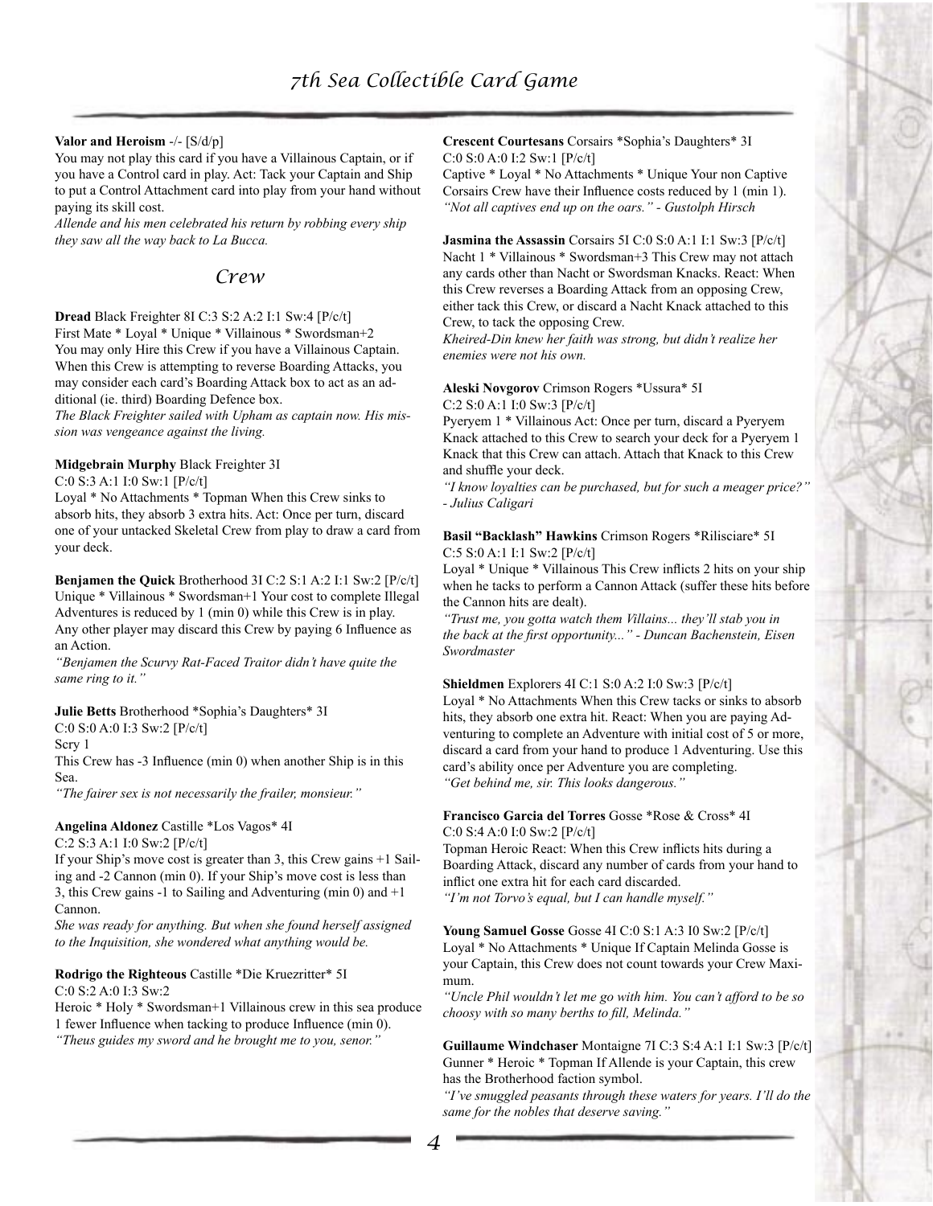**Valor and Heroism** -/- [S/d/p]
You may not play this card if you have a Villainous Captain, or if you have a Control card in play. Act: Tack your Captain and Ship to put a Control Attachment card into play from your hand without paying its skill cost.
*Allende and his men celebrated his return by robbing every ship they saw all the way back to La Bucca.*

## Crew

**Dread** Black Freighter 8I C:3 S:2 A:2 I:1 Sw:4 [P/c/t]
First Mate * Loyal * Unique * Villainous * Swordsman+2
You may only Hire this Crew if you have a Villainous Captain. When this Crew is attempting to reverse Boarding Attacks, you may consider each card's Boarding Attack box to act as an additional (ie. third) Boarding Defence box.
*The Black Freighter sailed with Upham as captain now. His mission was vengeance against the living.*

**Midgebrain Murphy** Black Freighter 3I
C:0 S:3 A:1 I:0 Sw:1 [P/c/t]
Loyal * No Attachments * Topman When this Crew sinks to absorb hits, they absorb 3 extra hits. Act: Once per turn, discard one of your untacked Skeletal Crew from play to draw a card from your deck.

**Benjamen the Quick** Brotherhood 3I C:2 S:1 A:2 I:1 Sw:2 [P/c/t]
Unique * Villainous * Swordsman+1 Your cost to complete Illegal Adventures is reduced by 1 (min 0) while this Crew is in play. Any other player may discard this Crew by paying 6 Influence as an Action.
*"Benjamen the Scurvy Rat-Faced Traitor didn't have quite the same ring to it."*

**Julie Betts** Brotherhood *Sophia's Daughters* 3I
C:0 S:0 A:0 I:3 Sw:2 [P/c/t]
Scry 1
This Crew has -3 Influence (min 0) when another Ship is in this Sea.
*"The fairer sex is not necessarily the frailer, monsieur."*

**Angelina Aldonez** Castille *Los Vagos* 4I
C:2 S:3 A:1 I:0 Sw:2 [P/c/t]
If your Ship's move cost is greater than 3, this Crew gains +1 Sailing and -2 Cannon (min 0). If your Ship's move cost is less than 3, this Crew gains -1 to Sailing and Adventuring (min 0) and +1 Cannon.
*She was ready for anything. But when she found herself assigned to the Inquisition, she wondered what anything would be.*

**Rodrigo the Righteous** Castille *Die Kruezritter* 5I
C:0 S:2 A:0 I:3 Sw:2
Heroic * Holy * Swordsman+1 Villainous crew in this sea produce 1 fewer Influence when tacking to produce Influence (min 0).
*"Theus guides my sword and he brought me to you, senor."*

**Crescent Courtesans** Corsairs *Sophia's Daughters* 3I
C:0 S:0 A:0 I:2 Sw:1 [P/c/t]
Captive * Loyal * No Attachments * Unique Your non Captive Corsairs Crew have their Influence costs reduced by 1 (min 1).
*"Not all captives end up on the oars." - Gustolph Hirsch*

**Jasmina the Assassin** Corsairs 5I C:0 S:0 A:1 I:1 Sw:3 [P/c/t]
Nacht 1 * Villainous * Swordsman+3 This Crew may not attach any cards other than Nacht or Swordsman Knacks. React: When this Crew reverses a Boarding Attack from an opposing Crew, either tack this Crew, or discard a Nacht Knack attached to this Crew, to tack the opposing Crew.
*Kheired-Din knew her faith was strong, but didn't realize her enemies were not his own.*

**Aleski Novgorov** Crimson Rogers *Ussura* 5I
C:2 S:0 A:1 I:0 Sw:3 [P/c/t]
Pyeryem 1 * Villainous Act: Once per turn, discard a Pyeryem Knack attached to this Crew to search your deck for a Pyeryem 1 Knack that this Crew can attach. Attach that Knack to this Crew and shuffle your deck.
*"I know loyalties can be purchased, but for such a meager price?" - Julius Caligari*

**Basil "Backlash" Hawkins** Crimson Rogers *Rilisciare* 5I
C:5 S:0 A:1 I:1 Sw:2 [P/c/t]
Loyal * Unique * Villainous This Crew inflicts 2 hits on your ship when he tacks to perform a Cannon Attack (suffer these hits before the Cannon hits are dealt).
*"Trust me, you gotta watch them Villains... they'll stab you in the back at the first opportunity..." - Duncan Bachenstein, Eisen Swordmaster*

**Shieldmen** Explorers 4I C:1 S:0 A:2 I:0 Sw:3 [P/c/t]
Loyal * No Attachments When this Crew tacks or sinks to absorb hits, they absorb one extra hit. React: When you are paying Adventuring to complete an Adventure with initial cost of 5 or more, discard a card from your hand to produce 1 Adventuring. Use this card's ability once per Adventure you are completing.
*"Get behind me, sir. This looks dangerous."*

**Francisco Garcia del Torres** Gosse *Rose & Cross* 4I
C:0 S:4 A:0 I:0 Sw:2 [P/c/t]
Topman Heroic React: When this Crew inflicts hits during a Boarding Attack, discard any number of cards from your hand to inflict one extra hit for each card discarded.
*"I'm not Torvo's equal, but I can handle myself."*

**Young Samuel Gosse** Gosse 4I C:0 S:1 A:3 I0 Sw:2 [P/c/t]
Loyal * No Attachments * Unique If Captain Melinda Gosse is your Captain, this Crew does not count towards your Crew Maximum.
*"Uncle Phil wouldn't let me go with him. You can't afford to be so choosy with so many berths to fill, Melinda."*

**Guillaume Windchaser** Montaigne 7I C:3 S:4 A:1 I:1 Sw:3 [P/c/t]
Gunner * Heroic * Topman If Allende is your Captain, this crew has the Brotherhood faction symbol.
*"I've smuggled peasants through these waters for years. I'll do the same for the nobles that deserve saving."*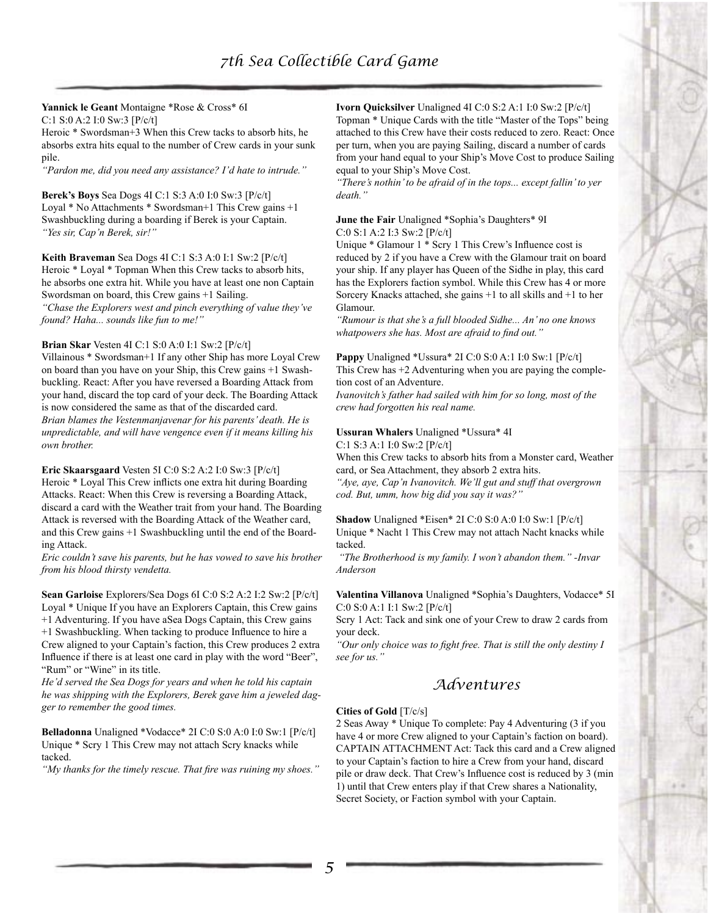**Yannick le Geant** Montaigne *Rose & Cross* 6I
C:1 S:0 A:2 I:0 Sw:3 [P/c/t]
Heroic * Swordsman+3 When this Crew tacks to absorb hits, he absorbs extra hits equal to the number of Crew cards in your sunk pile.
*"Pardon me, did you need any assistance? I'd hate to intrude."*

**Berek's Boys** Sea Dogs 4I C:1 S:3 A:0 I:0 Sw:3 [P/c/t]
Loyal * No Attachments * Swordsman+1 This Crew gains +1 Swashbuckling during a boarding if Berek is your Captain.
*"Yes sir, Cap'n Berek, sir!"*

**Keith Braveman** Sea Dogs 4I C:1 S:3 A:0 I:1 Sw:2 [P/c/t]
Heroic * Loyal * Topman When this Crew tacks to absorb hits, he absorbs one extra hit. While you have at least one non Captain Swordsman on board, this Crew gains +1 Sailing.
*"Chase the Explorers west and pinch everything of value they've found? Haha... sounds like fun to me!"*

**Brian Skar** Vesten 4I C:1 S:0 A:0 I:1 Sw:2 [P/c/t]
Villainous * Swordsman+1 If any other Ship has more Loyal Crew on board than you have on your Ship, this Crew gains +1 Swashbuckling. React: After you have reversed a Boarding Attack from your hand, discard the top card of your deck. The Boarding Attack is now considered the same as that of the discarded card.
*Brian blames the Vestenmanjavenar for his parents' death. He is unpredictable, and will have vengence even if it means killing his own brother.*

**Eric Skaarsgaard** Vesten 5I C:0 S:2 A:2 I:0 Sw:3 [P/c/t]
Heroic * Loyal This Crew inflicts one extra hit during Boarding Attacks. React: When this Crew is reversing a Boarding Attack, discard a card with the Weather trait from your hand. The Boarding Attack is reversed with the Boarding Attack of the Weather card, and this Crew gains +1 Swashbuckling until the end of the Boarding Attack.
*Eric couldn't save his parents, but he has vowed to save his brother from his blood thirsty vendetta.*

**Sean Garloise** Explorers/Sea Dogs 6I C:0 S:2 A:2 I:2 Sw:2 [P/c/t]
Loyal * Unique If you have an Explorers Captain, this Crew gains +1 Adventuring. If you have aSea Dogs Captain, this Crew gains +1 Swashbuckling. When tacking to produce Influence to hire a Crew aligned to your Captain's faction, this Crew produces 2 extra Influence if there is at least one card in play with the word "Beer", "Rum" or "Wine" in its title.
*He'd served the Sea Dogs for years and when he told his captain he was shipping with the Explorers, Berek gave him a jeweled dagger to remember the good times.*

**Belladonna** Unaligned *Vodacce* 2I C:0 S:0 A:0 I:0 Sw:1 [P/c/t]
Unique * Scry 1 This Crew may not attach Scry knacks while tacked.
*"My thanks for the timely rescue. That fire was ruining my shoes."*

**Ivorn Quicksilver** Unaligned 4I C:0 S:2 A:1 I:0 Sw:2 [P/c/t]
Topman * Unique Cards with the title "Master of the Tops" being attached to this Crew have their costs reduced to zero. React: Once per turn, when you are paying Sailing, discard a number of cards from your hand equal to your Ship's Move Cost to produce Sailing equal to your Ship's Move Cost.
*"There's nothin' to be afraid of in the tops... except fallin' to yer death."*

**June the Fair** Unaligned *Sophia's Daughters* 9I
C:0 S:1 A:2 I:3 Sw:2 [P/c/t]
Unique * Glamour 1 * Scry 1 This Crew's Influence cost is reduced by 2 if you have a Crew with the Glamour trait on board your ship. If any player has Queen of the Sidhe in play, this card has the Explorers faction symbol. While this Crew has 4 or more Sorcery Knacks attached, she gains +1 to all skills and +1 to her Glamour.
*"Rumour is that she's a full blooded Sidhe... An' no one knows whatpowers she has. Most are afraid to find out."*

**Pappy** Unaligned *Ussura* 2I C:0 S:0 A:1 I:0 Sw:1 [P/c/t]
This Crew has +2 Adventuring when you are paying the completion cost of an Adventure.
*Ivanovitch's father had sailed with him for so long, most of the crew had forgotten his real name.*

**Ussuran Whalers** Unaligned *Ussura* 4I
C:1 S:3 A:1 I:0 Sw:2 [P/c/t]
When this Crew tacks to absorb hits from a Monster card, Weather card, or Sea Attachment, they absorb 2 extra hits.
*"Aye, aye, Cap'n Ivanovitch. We'll gut and stuff that overgrown cod. But, umm, how big did you say it was?"*

**Shadow** Unaligned *Eisen* 2I C:0 S:0 A:0 I:0 Sw:1 [P/c/t]
Unique * Nacht 1 This Crew may not attach Nacht knacks while tacked.
*"The Brotherhood is my family. I won't abandon them." -Invar Anderson*

**Valentina Villanova** Unaligned *Sophia's Daughters, Vodacce* 5I
C:0 S:0 A:1 I:1 Sw:2 [P/c/t]
Scry 1 Act: Tack and sink one of your Crew to draw 2 cards from your deck.
*"Our only choice was to fight free. That is still the only destiny I see for us."*

## Adventures

**Cities of Gold** [T/c/s]
2 Seas Away * Unique To complete: Pay 4 Adventuring (3 if you have 4 or more Crew aligned to your Captain's faction on board). CAPTAIN ATTACHMENT Act: Tack this card and a Crew aligned to your Captain's faction to hire a Crew from your hand, discard pile or draw deck. That Crew's Influence cost is reduced by 3 (min 1) until that Crew enters play if that Crew shares a Nationality, Secret Society, or Faction symbol with your Captain.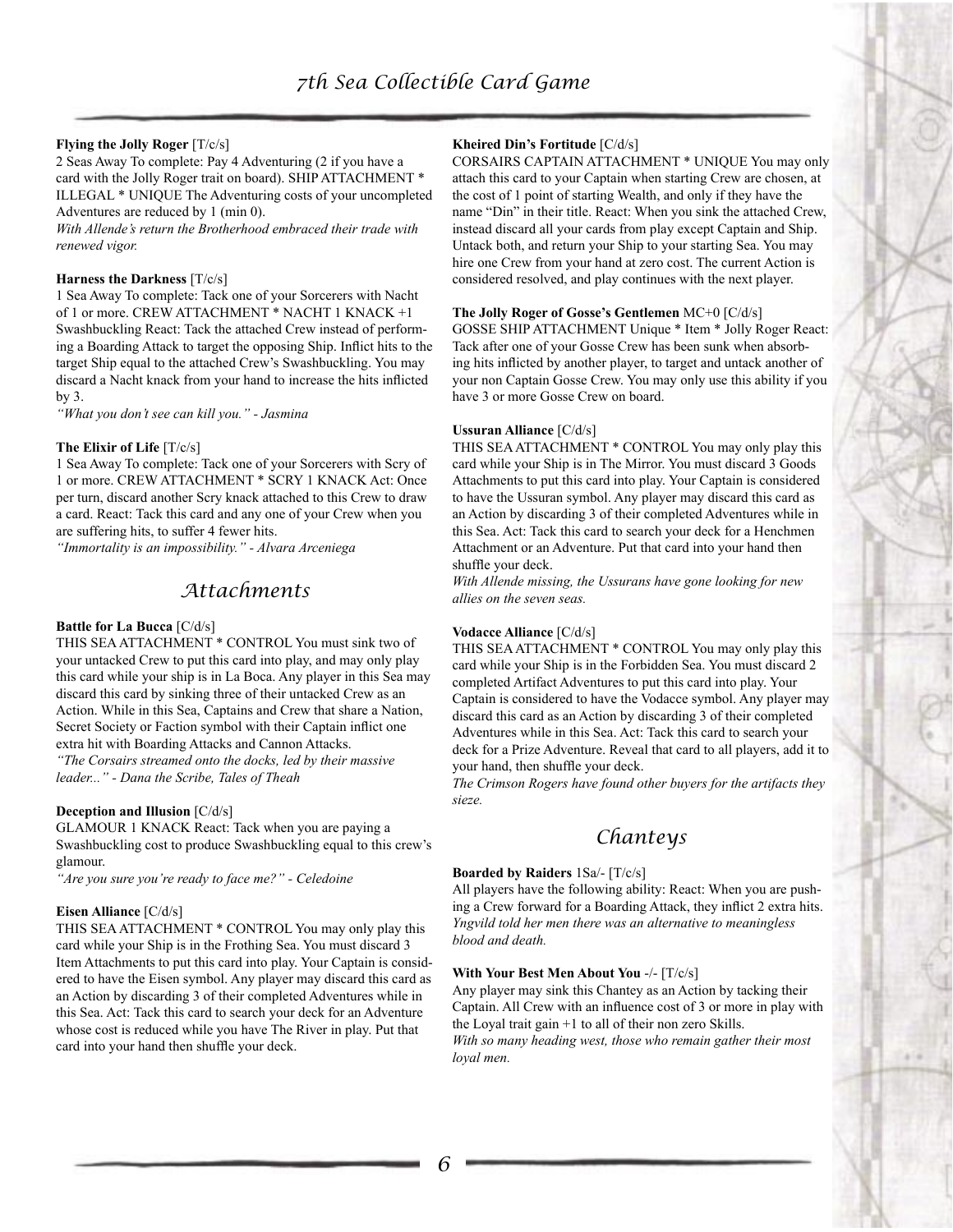**Flying the Jolly Roger** [T/c/s]
2 Seas Away To complete: Pay 4 Adventuring (2 if you have a card with the Jolly Roger trait on board). SHIP ATTACHMENT * ILLEGAL * UNIQUE The Adventuring costs of your uncompleted Adventures are reduced by 1 (min 0).
*With Allende's return the Brotherhood embraced their trade with renewed vigor.*

**Harness the Darkness** [T/c/s]
1 Sea Away To complete: Tack one of your Sorcerers with Nacht of 1 or more. CREW ATTACHMENT * NACHT 1 KNACK +1 Swashbuckling React: Tack the attached Crew instead of performing a Boarding Attack to target the opposing Ship. Inflict hits to the target Ship equal to the attached Crew's Swashbuckling. You may discard a Nacht knack from your hand to increase the hits inflicted by 3.
*"What you don't see can kill you." - Jasmina*

**The Elixir of Life** [T/c/s]
1 Sea Away To complete: Tack one of your Sorcerers with Scry of 1 or more. CREW ATTACHMENT * SCRY 1 KNACK Act: Once per turn, discard another Scry knack attached to this Crew to draw a card. React: Tack this card and any one of your Crew when you are suffering hits, to suffer 4 fewer hits.
*"Immortality is an impossibility." - Alvara Arceniega*

## Attachments

**Battle for La Bucca** [C/d/s]
THIS SEA ATTACHMENT * CONTROL You must sink two of your untacked Crew to put this card into play, and may only play this card while your ship is in La Boca. Any player in this Sea may discard this card by sinking three of their untacked Crew as an Action. While in this Sea, Captains and Crew that share a Nation, Secret Society or Faction symbol with their Captain inflict one extra hit with Boarding Attacks and Cannon Attacks.
*"The Corsairs streamed onto the docks, led by their massive leader..." - Dana the Scribe, Tales of Theah*

**Deception and Illusion** [C/d/s]
GLAMOUR 1 KNACK React: Tack when you are paying a Swashbuckling cost to produce Swashbuckling equal to this crew's glamour.
*"Are you sure you're ready to face me?" - Celedoine*

**Eisen Alliance** [C/d/s]
THIS SEA ATTACHMENT * CONTROL You may only play this card while your Ship is in the Frothing Sea. You must discard 3 Item Attachments to put this card into play. Your Captain is considered to have the Eisen symbol. Any player may discard this card as an Action by discarding 3 of their completed Adventures while in this Sea. Act: Tack this card to search your deck for an Adventure whose cost is reduced while you have The River in play. Put that card into your hand then shuffle your deck.

**Kheired Din's Fortitude** [C/d/s]
CORSAIRS CAPTAIN ATTACHMENT * UNIQUE You may only attach this card to your Captain when starting Crew are chosen, at the cost of 1 point of starting Wealth, and only if they have the name "Din" in their title. React: When you sink the attached Crew, instead discard all your cards from play except Captain and Ship. Untack both, and return your Ship to your starting Sea. You may hire one Crew from your hand at zero cost. The current Action is considered resolved, and play continues with the next player.

**The Jolly Roger of Gosse's Gentlemen** MC+0 [C/d/s]
GOSSE SHIP ATTACHMENT Unique * Item * Jolly Roger React: Tack after one of your Gosse Crew has been sunk when absorbing hits inflicted by another player, to target and untack another of your non Captain Gosse Crew. You may only use this ability if you have 3 or more Gosse Crew on board.

**Ussuran Alliance** [C/d/s]
THIS SEA ATTACHMENT * CONTROL You may only play this card while your Ship is in The Mirror. You must discard 3 Goods Attachments to put this card into play. Your Captain is considered to have the Ussuran symbol. Any player may discard this card as an Action by discarding 3 of their completed Adventures while in this Sea. Act: Tack this card to search your deck for a Henchmen Attachment or an Adventure. Put that card into your hand then shuffle your deck.
*With Allende missing, the Ussurans have gone looking for new allies on the seven seas.*

**Vodacce Alliance** [C/d/s]
THIS SEA ATTACHMENT * CONTROL You may only play this card while your Ship is in the Forbidden Sea. You must discard 2 completed Artifact Adventures to put this card into play. Your Captain is considered to have the Vodacce symbol. Any player may discard this card as an Action by discarding 3 of their completed Adventures while in this Sea. Act: Tack this card to search your deck for a Prize Adventure. Reveal that card to all players, add it to your hand, then shuffle your deck.
*The Crimson Rogers have found other buyers for the artifacts they sieze.*

## Chanteys

**Boarded by Raiders** 1Sa/- [T/c/s]
All players have the following ability: React: When you are pushing a Crew forward for a Boarding Attack, they inflict 2 extra hits.
*Yngvild told her men there was an alternative to meaningless blood and death.*

**With Your Best Men About You** -/- [T/c/s]
Any player may sink this Chantey as an Action by tacking their Captain. All Crew with an influence cost of 3 or more in play with the Loyal trait gain +1 to all of their non zero Skills.
*With so many heading west, those who remain gather their most loyal men.*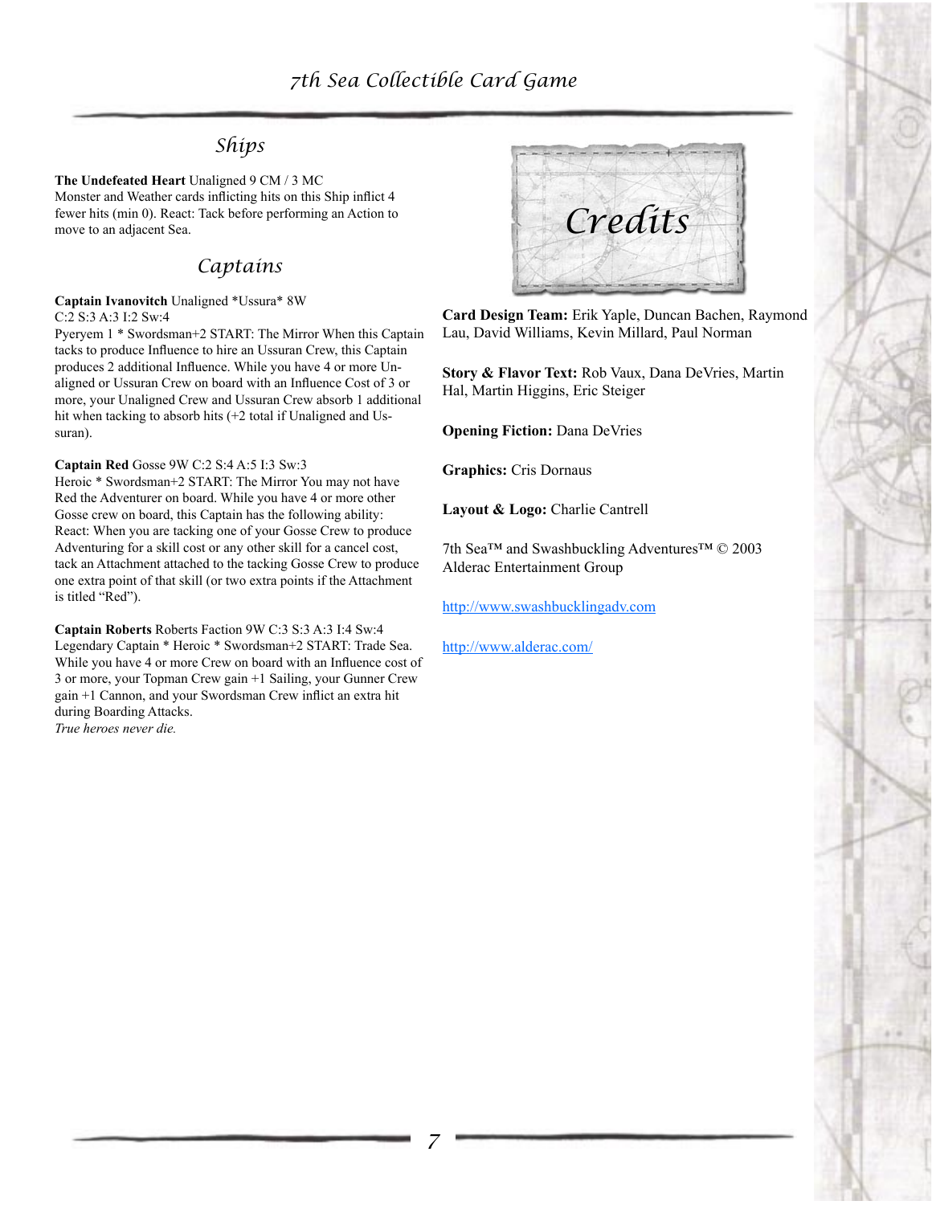## Ships

**The Undefeated Heart** Unaligned 9 CM / 3 MC
Monster and Weather cards inflicting hits on this Ship inflict 4 fewer hits (min 0). React: Tack before performing an Action to move to an adjacent Sea.

## Captains

**Captain Ivanovitch** Unaligned *Ussura* 8W
C:2 S:3 A:3 I:2 Sw:4
Pyeryem 1 * Swordsman+2 START: The Mirror When this Captain tacks to produce Influence to hire an Ussuran Crew, this Captain produces 2 additional Influence. While you have 4 or more Unaligned or Ussuran Crew on board with an Influence Cost of 3 or more, your Unaligned Crew and Ussuran Crew absorb 1 additional hit when tacking to absorb hits (+2 total if Unaligned and Ussuran).

**Captain Red** Gosse 9W C:2 S:4 A:5 I:3 Sw:3
Heroic * Swordsman+2 START: The Mirror You may not have Red the Adventurer on board. While you have 4 or more other Gosse crew on board, this Captain has the following ability: React: When you are tacking one of your Gosse Crew to produce Adventuring for a skill cost or any other skill for a cancel cost, tack an Attachment attached to the tacking Gosse Crew to produce one extra point of that skill (or two extra points if the Attachment is titled "Red").

**Captain Roberts** Roberts Faction 9W C:3 S:3 A:3 I:4 Sw:4
Legendary Captain * Heroic * Swordsman+2 START: Trade Sea. While you have 4 or more Crew on board with an Influence cost of 3 or more, your Topman Crew gain +1 Sailing, your Gunner Crew gain +1 Cannon, and your Swordsman Crew inflict an extra hit during Boarding Attacks.
*True heroes never die.*

## Credits

**Card Design Team:** Erik Yaple, Duncan Bachen, Raymond Lau, David Williams, Kevin Millard, Paul Norman

**Story & Flavor Text:** Rob Vaux, Dana DeVries, Martin Hal, Martin Higgins, Eric Steiger

**Opening Fiction:** Dana DeVries

**Graphics:** Cris Dornaus

**Layout & Logo:** Charlie Cantrell

7th Sea™ and Swashbuckling Adventures™ © 2003 Alderac Entertainment Group

http://www.swashbucklingadv.com

http://www.alderac.com/